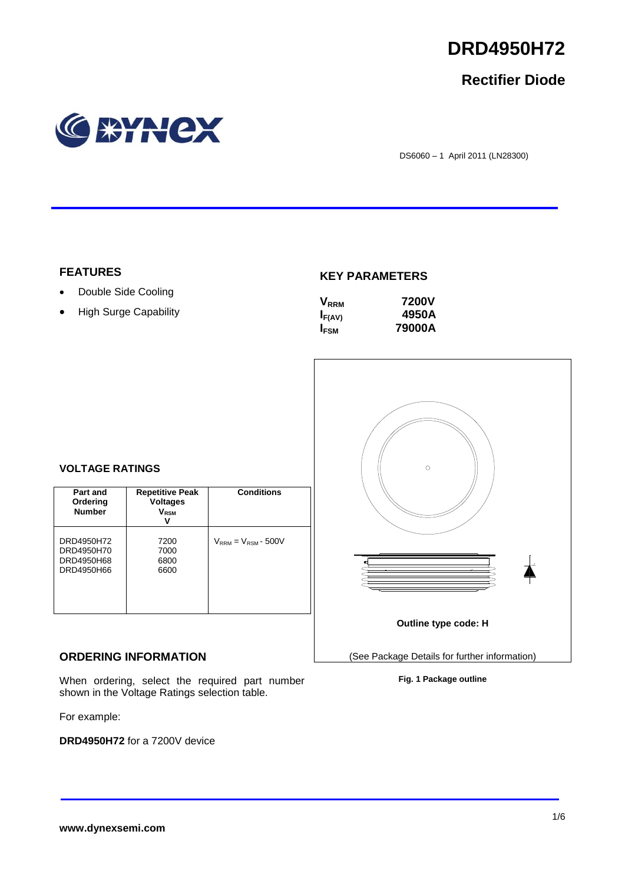# DRD4950H72

## Rectifier Diode

DS6060 – 1 April 2011 (LN28300)

### FEATURES

- Double Side Cooling
- High Surge Capability

### KEY PARAMETERS

| | |
|---|---|
| $V_{RRM}$ | 7200V |
| $I_{F(AV)}$ | 4950A |
| $I_{FSM}$ | 79000A |

### VOLTAGE RATINGS

| Part and Ordering Number | Repetitive Peak Voltages $V_{RSM}$ V | Conditions |
|---|---|---|
| DRD4950H72<br>DRD4950H70<br>DRD4950H68<br>DRD4950H66 | 7200<br>7000<br>6800<br>6600 | $V_{RRM} = V_{RSM}$ - 500V |

Outline type code: H

(See Package Details for further information)

**Fig. 1 Package outline**

### ORDERING INFORMATION

When ordering, select the required part number shown in the Voltage Ratings selection table.

For example:

**DRD4950H72** for a 7200V device

www.dynexsemi.com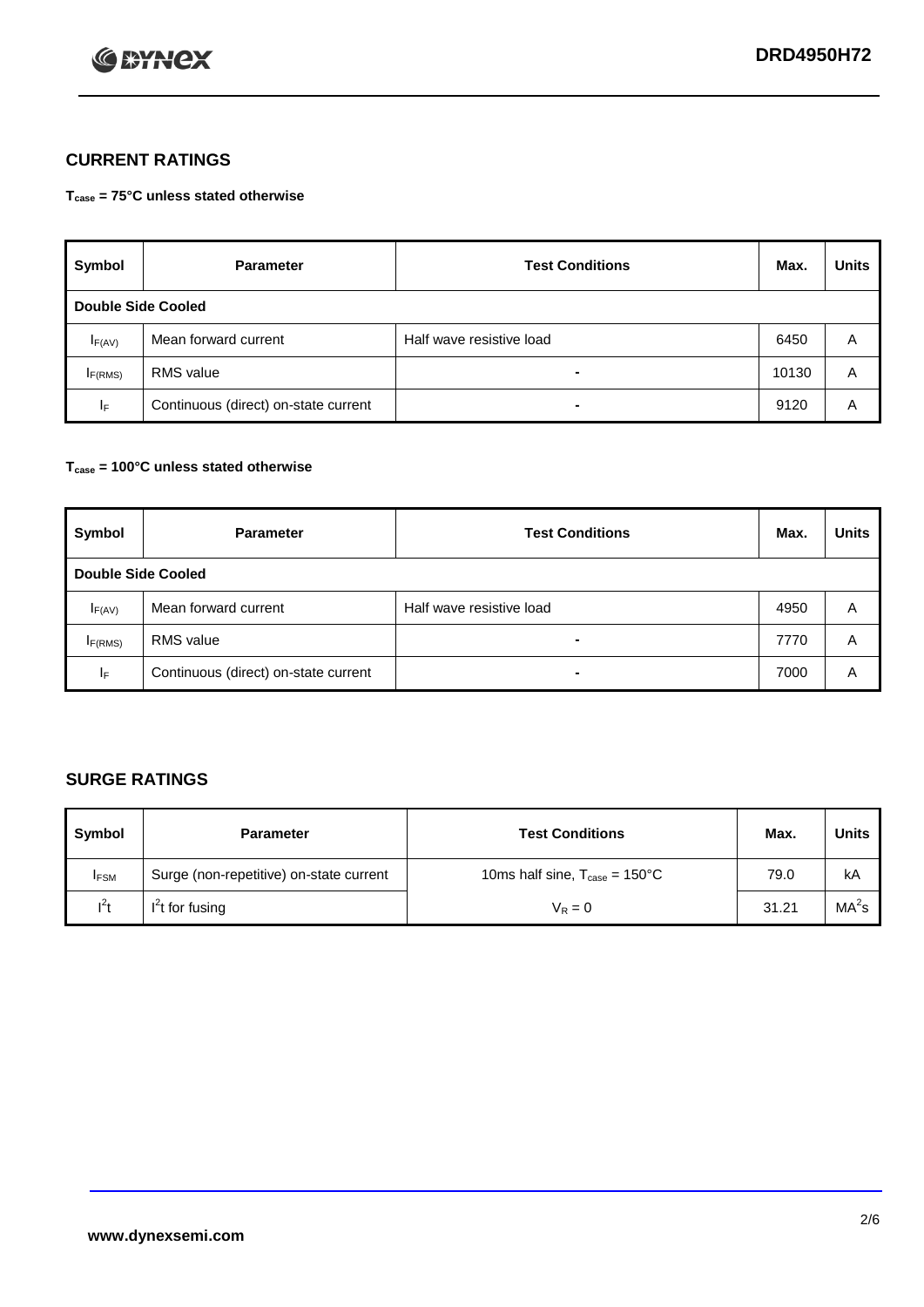## CURRENT RATINGS

**$T_{case}$ = 75°C unless stated otherwise**

| Symbol | Parameter | Test Conditions | Max. | Units |
|---|---|---|---|---|
| **Double Side Cooled** | | | | |
| $I_{F(AV)}$ | Mean forward current | Half wave resistive load | 6450 | A |
| $I_{F(RMS)}$ | RMS value | - | 10130 | A |
| $I_F$ | Continuous (direct) on-state current | - | 9120 | A |

**$T_{case}$ = 100°C unless stated otherwise**

| Symbol | Parameter | Test Conditions | Max. | Units |
|---|---|---|---|---|
| **Double Side Cooled** | | | | |
| $I_{F(AV)}$ | Mean forward current | Half wave resistive load | 4950 | A |
| $I_{F(RMS)}$ | RMS value | - | 7770 | A |
| $I_F$ | Continuous (direct) on-state current | - | 7000 | A |

## SURGE RATINGS

| Symbol | Parameter | Test Conditions | Max. | Units |
|---|---|---|---|---|
| $I_{FSM}$ | Surge (non-repetitive) on-state current | 10ms half sine, $T_{case}$ = 150°C | 79.0 | kA |
| $I^2t$ | $I^2t$ for fusing | $V_R = 0$ | 31.21 | $MA^2s$ |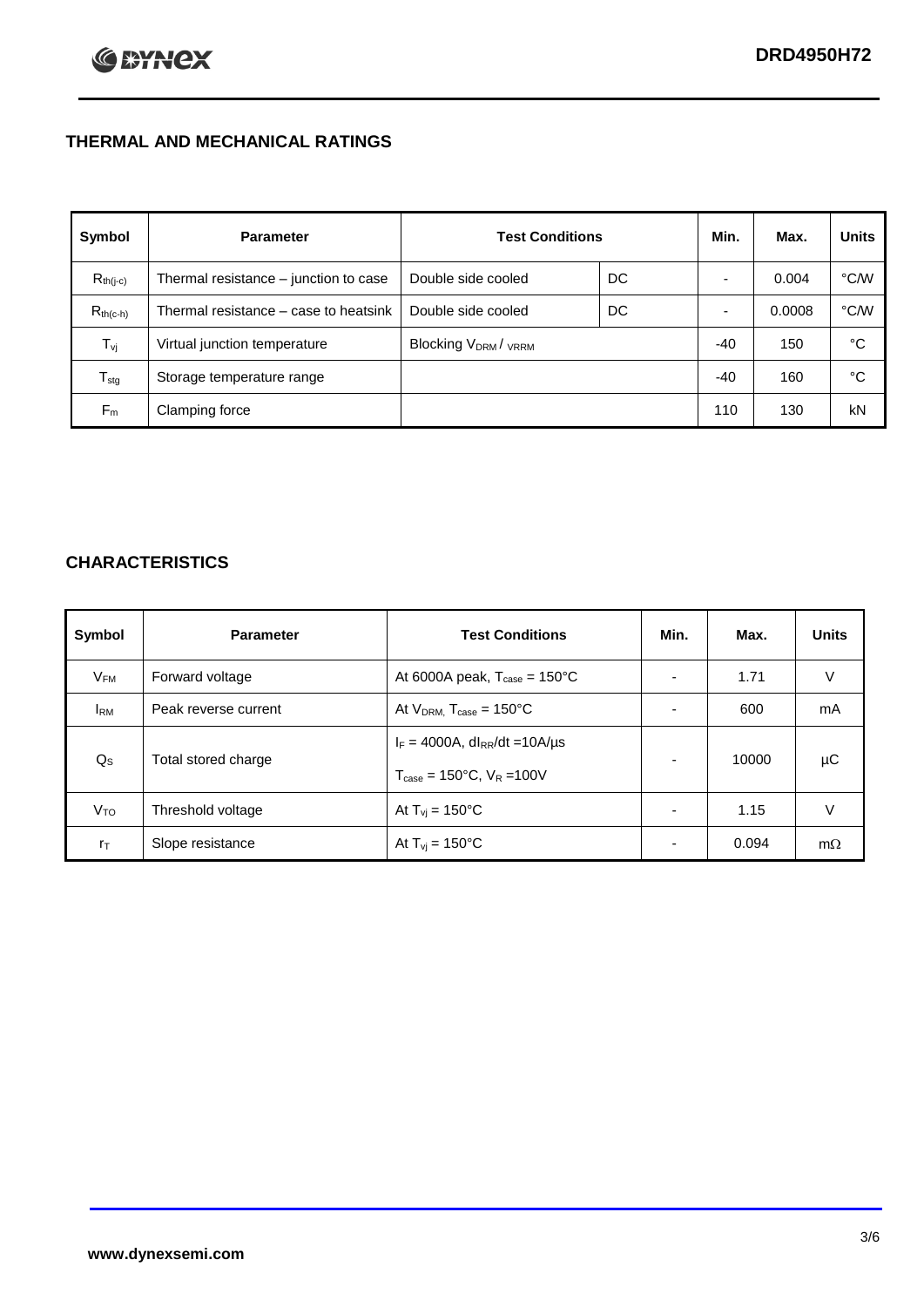## THERMAL AND MECHANICAL RATINGS

| Symbol | Parameter | Test Conditions | | Min. | Max. | Units |
|---|---|---|---|---|---|---|
| $R_{th(j-c)}$ | Thermal resistance – junction to case | Double side cooled | DC | - | 0.004 | °C/W |
| $R_{th(c-h)}$ | Thermal resistance – case to heatsink | Double side cooled | DC | - | 0.0008 | °C/W |
| $T_{vj}$ | Virtual junction temperature | Blocking $V_{DRM}$ / $_{VRRM}$ | | -40 | 150 | °C |
| $T_{stg}$ | Storage temperature range | | | -40 | 160 | °C |
| $F_m$ | Clamping force | | | 110 | 130 | kN |

## CHARACTERISTICS

| Symbol | Parameter | Test Conditions | Min. | Max. | Units |
|---|---|---|---|---|---|
| $V_{FM}$ | Forward voltage | At 6000A peak, $T_{case}$ = 150°C | - | 1.71 | V |
| $I_{RM}$ | Peak reverse current | At $V_{DRM,}$ $T_{case}$ = 150°C | - | 600 | mA |
| $Q_S$ | Total stored charge | $I_F$ = 4000A, $dI_{RR}/dt$ =10A/µs<br>$T_{case}$ = 150°C, $V_R$ =100V | - | 10000 | µC |
| $V_{TO}$ | Threshold voltage | At $T_{vj}$ = 150°C | - | 1.15 | V |
| $r_T$ | Slope resistance | At $T_{vj}$ = 150°C | - | 0.094 | mΩ |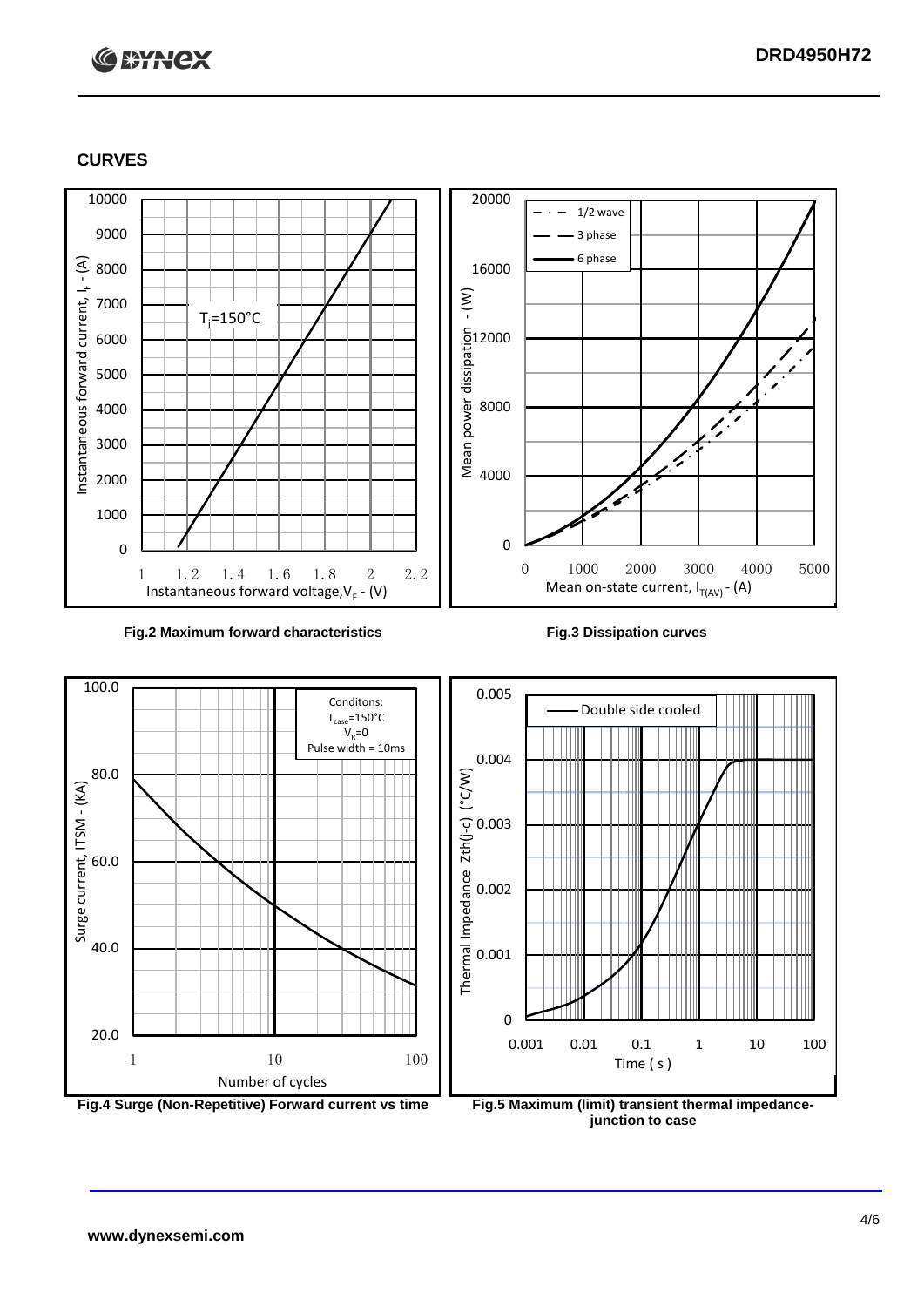## CURVES

Fig.2 Maximum forward characteristics

Fig.3 Dissipation curves

Fig.4 Surge (Non-Repetitive) Forward current vs time

Fig.5 Maximum (limit) transient thermal impedance-junction to case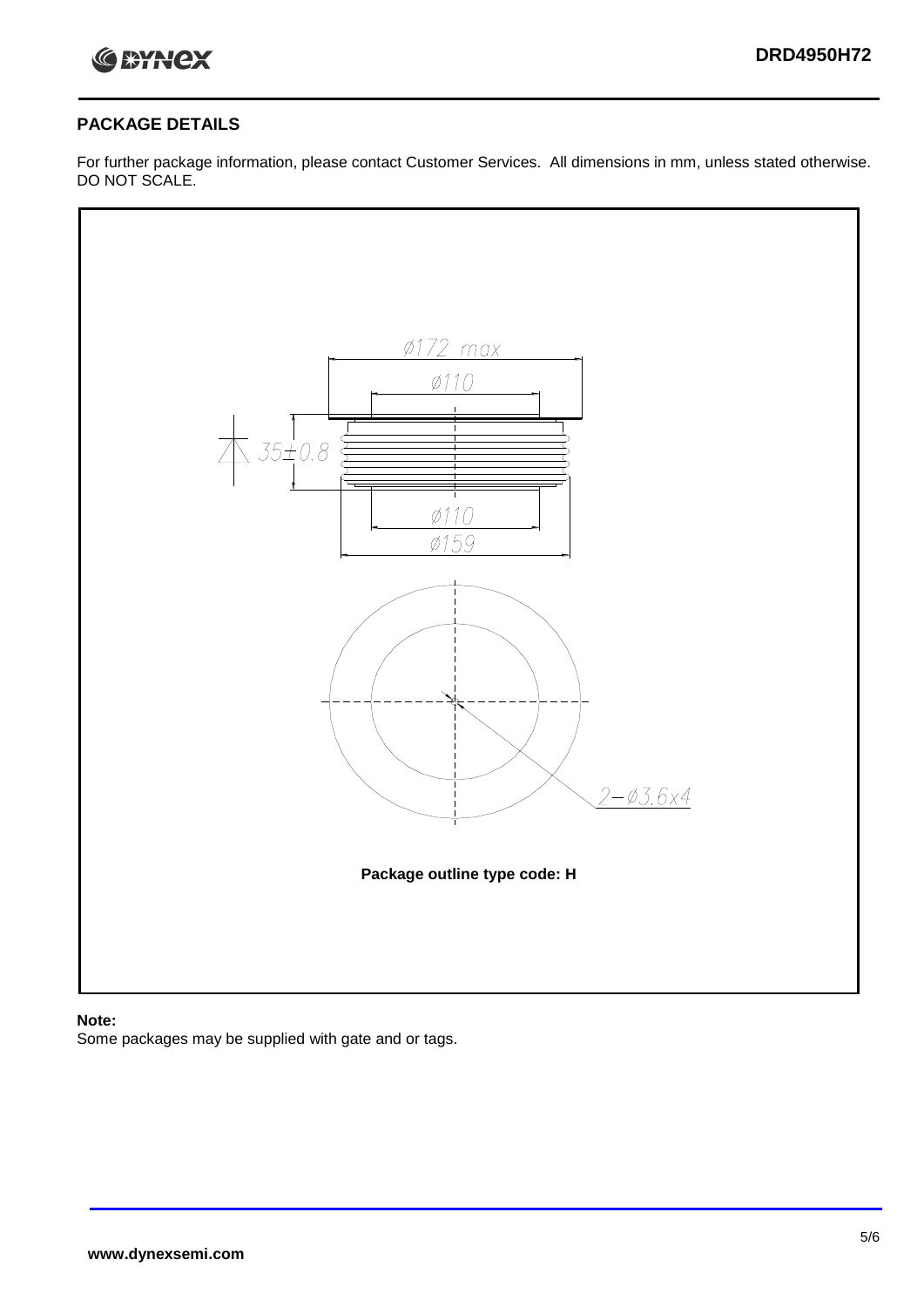## PACKAGE DETAILS

For further package information, please contact Customer Services. All dimensions in mm, unless stated otherwise. DO NOT SCALE.

Ø172 max

Ø110

35±0.8

Ø110

Ø159

2−Ø3.6x4

**Package outline type code: H**

**Note:**
Some packages may be supplied with gate and or tags.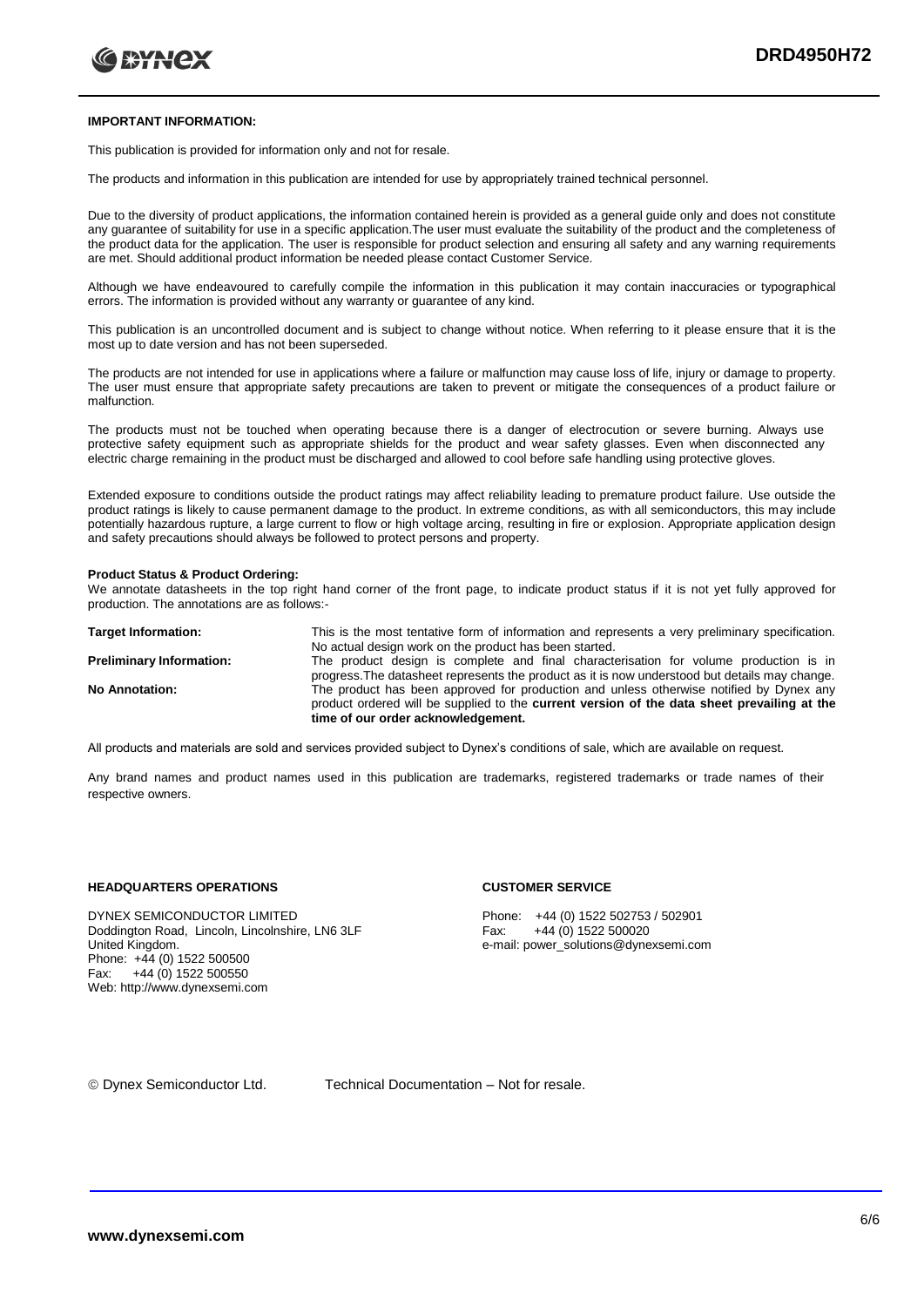**IMPORTANT INFORMATION:**

This publication is provided for information only and not for resale.

The products and information in this publication are intended for use by appropriately trained technical personnel.

Due to the diversity of product applications, the information contained herein is provided as a general guide only and does not constitute any guarantee of suitability for use in a specific application.The user must evaluate the suitability of the product and the completeness of the product data for the application. The user is responsible for product selection and ensuring all safety and any warning requirements are met. Should additional product information be needed please contact Customer Service.

Although we have endeavoured to carefully compile the information in this publication it may contain inaccuracies or typographical errors. The information is provided without any warranty or guarantee of any kind.

This publication is an uncontrolled document and is subject to change without notice. When referring to it please ensure that it is the most up to date version and has not been superseded.

The products are not intended for use in applications where a failure or malfunction may cause loss of life, injury or damage to property. The user must ensure that appropriate safety precautions are taken to prevent or mitigate the consequences of a product failure or malfunction.

The products must not be touched when operating because there is a danger of electrocution or severe burning. Always use protective safety equipment such as appropriate shields for the product and wear safety glasses. Even when disconnected any electric charge remaining in the product must be discharged and allowed to cool before safe handling using protective gloves.

Extended exposure to conditions outside the product ratings may affect reliability leading to premature product failure. Use outside the product ratings is likely to cause permanent damage to the product. In extreme conditions, as with all semiconductors, this may include potentially hazardous rupture, a large current to flow or high voltage arcing, resulting in fire or explosion. Appropriate application design and safety precautions should always be followed to protect persons and property.

**Product Status & Product Ordering:**

We annotate datasheets in the top right hand corner of the front page, to indicate product status if it is not yet fully approved for production. The annotations are as follows:-

| | |
|---|---|
| **Target Information:** | This is the most tentative form of information and represents a very preliminary specification. No actual design work on the product has been started. |
| **Preliminary Information:** | The product design is complete and final characterisation for volume production is in progress.The datasheet represents the product as it is now understood but details may change. |
| **No Annotation:** | The product has been approved for production and unless otherwise notified by Dynex any product ordered will be supplied to the **current version of the data sheet prevailing at the time of our order acknowledgement.** |

All products and materials are sold and services provided subject to Dynex's conditions of sale, which are available on request.

Any brand names and product names used in this publication are trademarks, registered trademarks or trade names of their respective owners.

**HEADQUARTERS OPERATIONS**

DYNEX SEMICONDUCTOR LIMITED
Doddington Road, Lincoln, Lincolnshire, LN6 3LF
United Kingdom.
Phone: +44 (0) 1522 500500
Fax: +44 (0) 1522 500550
Web: http://www.dynexsemi.com

**CUSTOMER SERVICE**

Phone: +44 (0) 1522 502753 / 502901
Fax: +44 (0) 1522 500020
e-mail: power_solutions@dynexsemi.com

© Dynex Semiconductor Ltd. Technical Documentation – Not for resale.